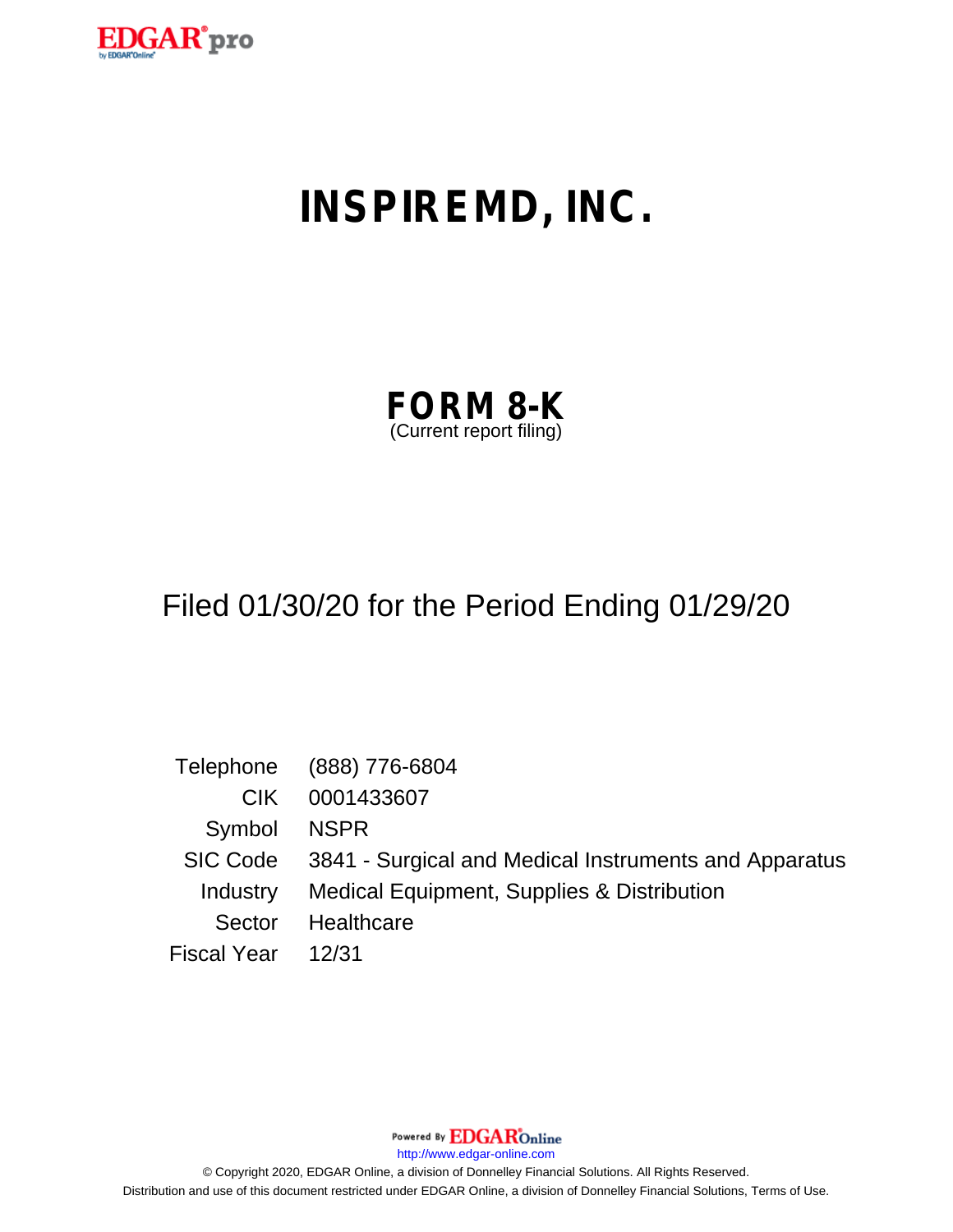EDGAR® pro

# INSPIREMD, INC.

## FORM 8-K
(Current report filing)

Filed 01/30/20 for the Period Ending 01/29/20

| | |
|---|---|
| Telephone | (888) 776-6804 |
| CIK | 0001433607 |
| Symbol | NSPR |
| SIC Code | 3841 - Surgical and Medical Instruments and Apparatus |
| Industry | Medical Equipment, Supplies & Distribution |
| Sector | Healthcare |
| Fiscal Year | 12/31 |

Powered By EDGAR Online
http://www.edgar-online.com
© Copyright 2020, EDGAR Online, a division of Donnelley Financial Solutions. All Rights Reserved.
Distribution and use of this document restricted under EDGAR Online, a division of Donnelley Financial Solutions, Terms of Use.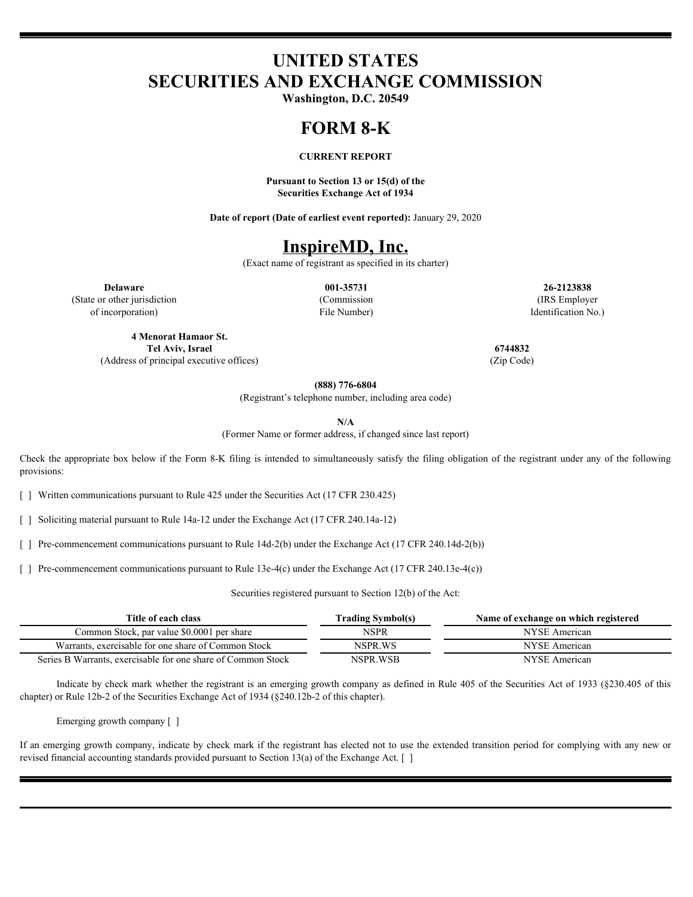# UNITED STATES
# SECURITIES AND EXCHANGE COMMISSION

**Washington, D.C. 20549**

# FORM 8-K

**CURRENT REPORT**

**Pursuant to Section 13 or 15(d) of the Securities Exchange Act of 1934**

**Date of report (Date of earliest event reported):** January 29, 2020

# InspireMD, Inc.

(Exact name of registrant as specified in its charter)

| **Delaware** | **001-35731** | **26-2123838** |
|---|---|---|
| (State or other jurisdiction of incorporation) | (Commission File Number) | (IRS Employer Identification No.) |

| **4 Menorat Hamaor St. Tel Aviv, Israel** | **6744832** |
|---|---|
| (Address of principal executive offices) | (Zip Code) |

**(888) 776-6804**

(Registrant's telephone number, including area code)

**N/A**

(Former Name or former address, if changed since last report)

Check the appropriate box below if the Form 8-K filing is intended to simultaneously satisfy the filing obligation of the registrant under any of the following provisions:

[ ] Written communications pursuant to Rule 425 under the Securities Act (17 CFR 230.425)

[ ] Soliciting material pursuant to Rule 14a-12 under the Exchange Act (17 CFR 240.14a-12)

[ ] Pre-commencement communications pursuant to Rule 14d-2(b) under the Exchange Act (17 CFR 240.14d-2(b))

[ ] Pre-commencement communications pursuant to Rule 13e-4(c) under the Exchange Act (17 CFR 240.13e-4(c))

Securities registered pursuant to Section 12(b) of the Act:

| Title of each class | Trading Symbol(s) | Name of exchange on which registered |
|---|---|---|
| Common Stock, par value $0.0001 per share | NSPR | NYSE American |
| Warrants, exercisable for one share of Common Stock | NSPR.WS | NYSE American |
| Series B Warrants, exercisable for one share of Common Stock | NSPR.WSB | NYSE American |

Indicate by check mark whether the registrant is an emerging growth company as defined in Rule 405 of the Securities Act of 1933 (§230.405 of this chapter) or Rule 12b-2 of the Securities Exchange Act of 1934 (§240.12b-2 of this chapter).

Emerging growth company [ ]

If an emerging growth company, indicate by check mark if the registrant has elected not to use the extended transition period for complying with any new or revised financial accounting standards provided pursuant to Section 13(a) of the Exchange Act. [ ]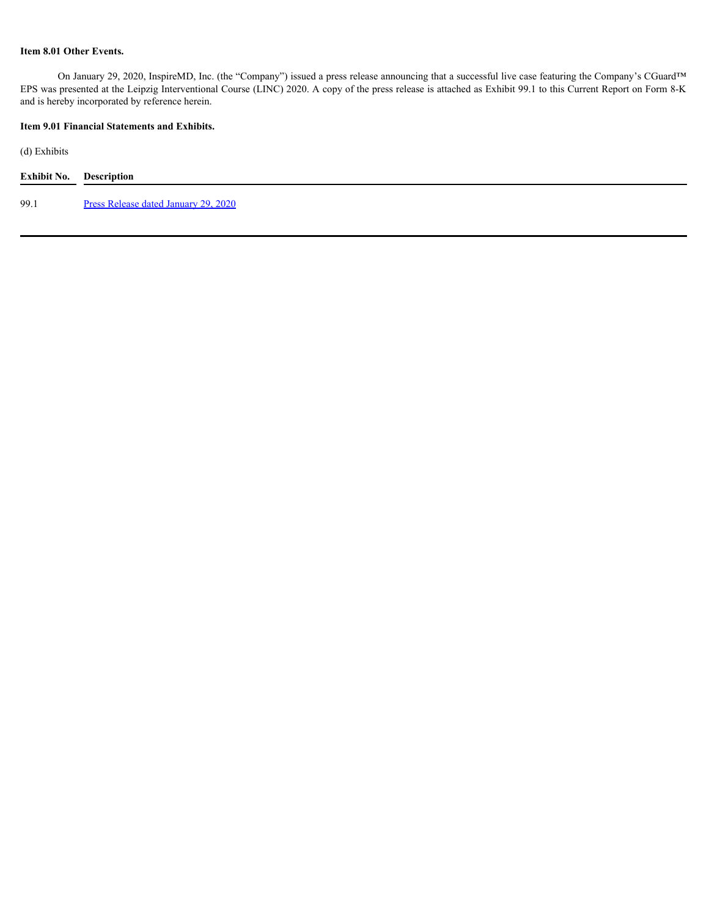**Item 8.01 Other Events.**

On January 29, 2020, InspireMD, Inc. (the "Company") issued a press release announcing that a successful live case featuring the Company's CGuard™ EPS was presented at the Leipzig Interventional Course (LINC) 2020. A copy of the press release is attached as Exhibit 99.1 to this Current Report on Form 8-K and is hereby incorporated by reference herein.

**Item 9.01 Financial Statements and Exhibits.**

(d) Exhibits

| Exhibit No. | Description |
|---|---|
| 99.1 | Press Release dated January 29, 2020 |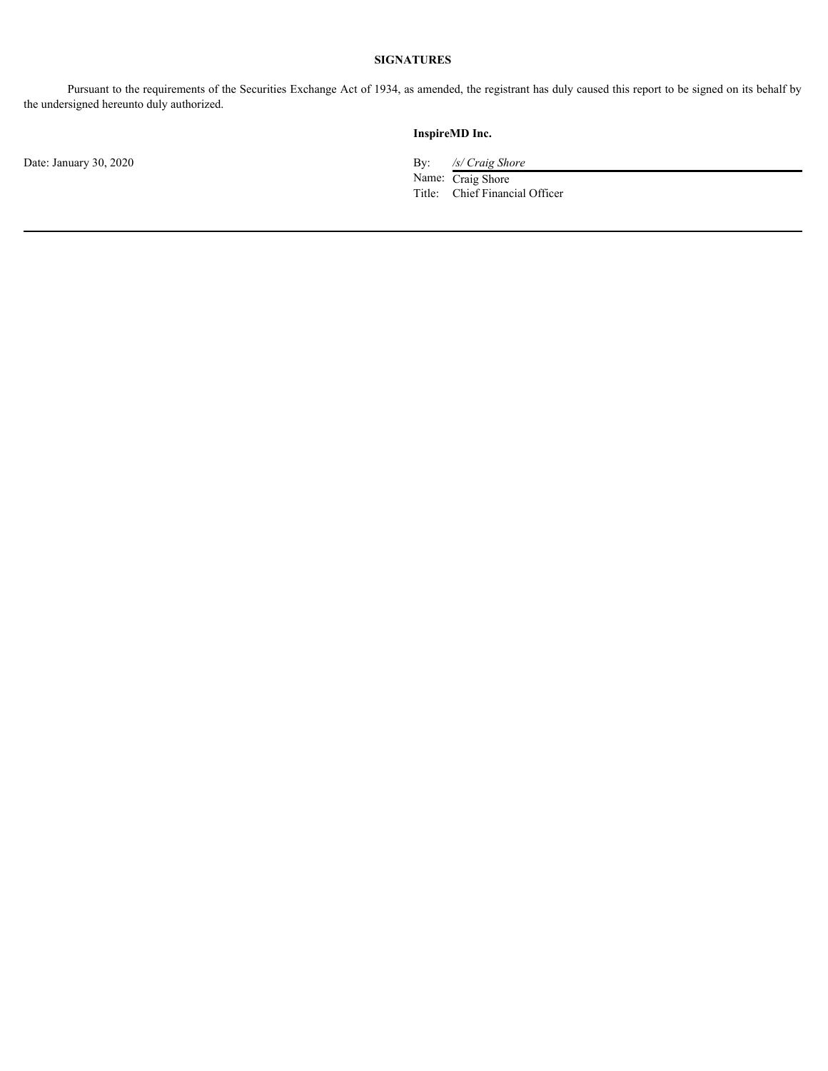**SIGNATURES**

Pursuant to the requirements of the Securities Exchange Act of 1934, as amended, the registrant has duly caused this report to be signed on its behalf by the undersigned hereunto duly authorized.

**InspireMD Inc.**

Date: January 30, 2020

By: */s/ Craig Shore*
Name: Craig Shore
Title: Chief Financial Officer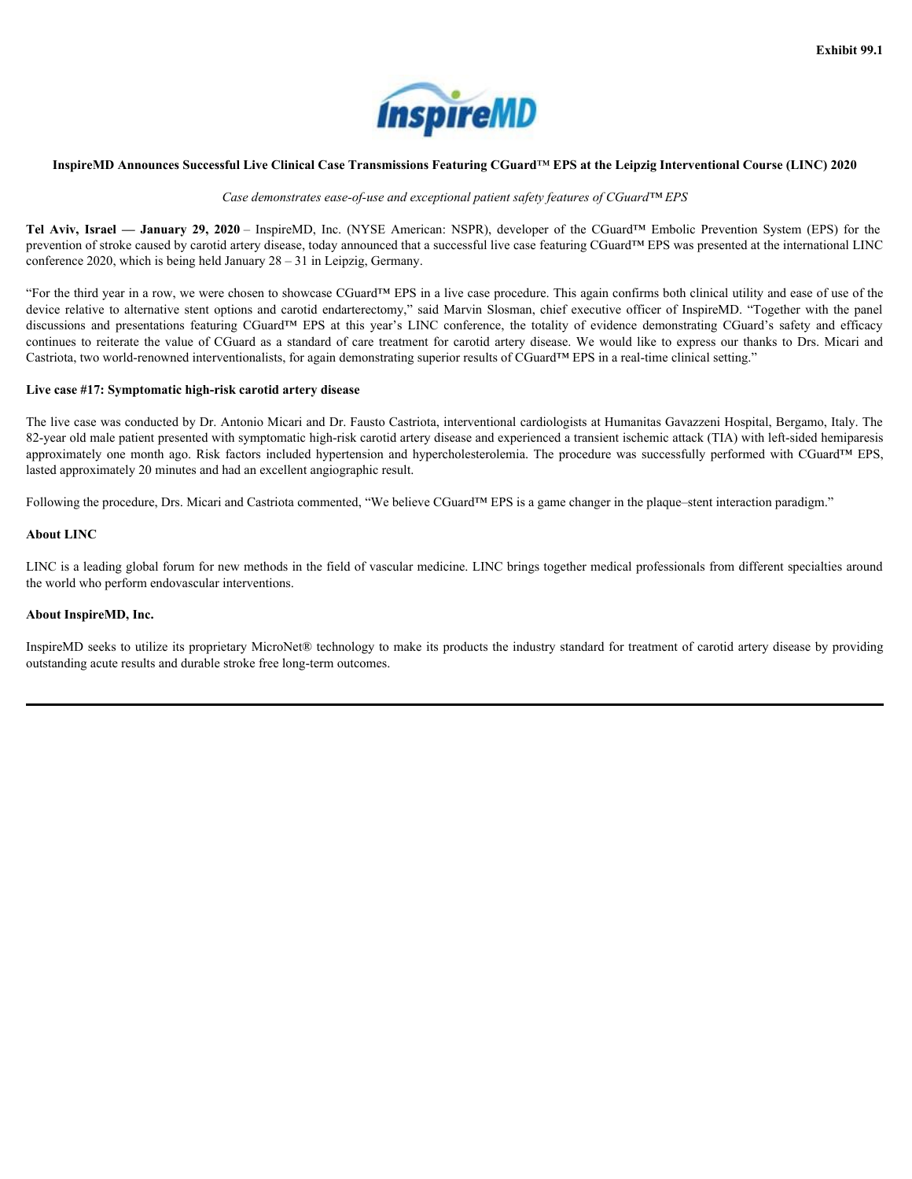Exhibit 99.1

**InspireMD Announces Successful Live Clinical Case Transmissions Featuring CGuard™ EPS at the Leipzig Interventional Course (LINC) 2020**

*Case demonstrates ease-of-use and exceptional patient safety features of CGuard™ EPS*

**Tel Aviv, Israel — January 29, 2020** – InspireMD, Inc. (NYSE American: NSPR), developer of the CGuard™ Embolic Prevention System (EPS) for the prevention of stroke caused by carotid artery disease, today announced that a successful live case featuring CGuard™ EPS was presented at the international LINC conference 2020, which is being held January 28 – 31 in Leipzig, Germany.

"For the third year in a row, we were chosen to showcase CGuard™ EPS in a live case procedure. This again confirms both clinical utility and ease of use of the device relative to alternative stent options and carotid endarterectomy," said Marvin Slosman, chief executive officer of InspireMD. "Together with the panel discussions and presentations featuring CGuard™ EPS at this year's LINC conference, the totality of evidence demonstrating CGuard's safety and efficacy continues to reiterate the value of CGuard as a standard of care treatment for carotid artery disease. We would like to express our thanks to Drs. Micari and Castriota, two world-renowned interventionalists, for again demonstrating superior results of CGuard™ EPS in a real-time clinical setting."

**Live case #17: Symptomatic high-risk carotid artery disease**

The live case was conducted by Dr. Antonio Micari and Dr. Fausto Castriota, interventional cardiologists at Humanitas Gavazzeni Hospital, Bergamo, Italy. The 82-year old male patient presented with symptomatic high-risk carotid artery disease and experienced a transient ischemic attack (TIA) with left-sided hemiparesis approximately one month ago. Risk factors included hypertension and hypercholesterolemia. The procedure was successfully performed with CGuard™ EPS, lasted approximately 20 minutes and had an excellent angiographic result.

Following the procedure, Drs. Micari and Castriota commented, "We believe CGuard™ EPS is a game changer in the plaque–stent interaction paradigm."

**About LINC**

LINC is a leading global forum for new methods in the field of vascular medicine. LINC brings together medical professionals from different specialties around the world who perform endovascular interventions.

**About InspireMD, Inc.**

InspireMD seeks to utilize its proprietary MicroNet® technology to make its products the industry standard for treatment of carotid artery disease by providing outstanding acute results and durable stroke free long-term outcomes.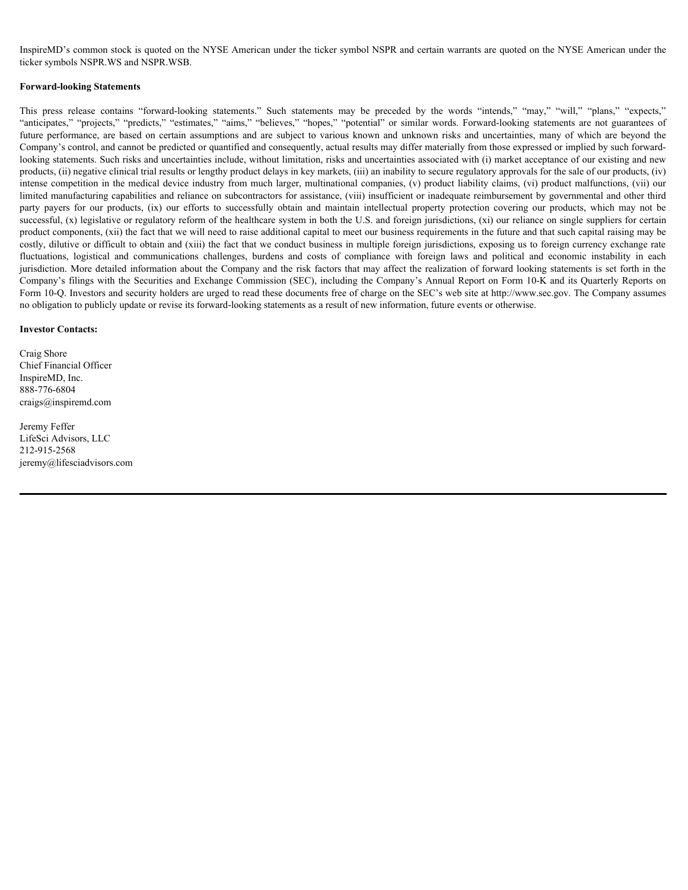InspireMD's common stock is quoted on the NYSE American under the ticker symbol NSPR and certain warrants are quoted on the NYSE American under the ticker symbols NSPR.WS and NSPR.WSB.

**Forward-looking Statements**

This press release contains "forward-looking statements." Such statements may be preceded by the words "intends," "may," "will," "plans," "expects," "anticipates," "projects," "predicts," "estimates," "aims," "believes," "hopes," "potential" or similar words. Forward-looking statements are not guarantees of future performance, are based on certain assumptions and are subject to various known and unknown risks and uncertainties, many of which are beyond the Company's control, and cannot be predicted or quantified and consequently, actual results may differ materially from those expressed or implied by such forward-looking statements. Such risks and uncertainties include, without limitation, risks and uncertainties associated with (i) market acceptance of our existing and new products, (ii) negative clinical trial results or lengthy product delays in key markets, (iii) an inability to secure regulatory approvals for the sale of our products, (iv) intense competition in the medical device industry from much larger, multinational companies, (v) product liability claims, (vi) product malfunctions, (vii) our limited manufacturing capabilities and reliance on subcontractors for assistance, (viii) insufficient or inadequate reimbursement by governmental and other third party payers for our products, (ix) our efforts to successfully obtain and maintain intellectual property protection covering our products, which may not be successful, (x) legislative or regulatory reform of the healthcare system in both the U.S. and foreign jurisdictions, (xi) our reliance on single suppliers for certain product components, (xii) the fact that we will need to raise additional capital to meet our business requirements in the future and that such capital raising may be costly, dilutive or difficult to obtain and (xiii) the fact that we conduct business in multiple foreign jurisdictions, exposing us to foreign currency exchange rate fluctuations, logistical and communications challenges, burdens and costs of compliance with foreign laws and political and economic instability in each jurisdiction. More detailed information about the Company and the risk factors that may affect the realization of forward looking statements is set forth in the Company's filings with the Securities and Exchange Commission (SEC), including the Company's Annual Report on Form 10-K and its Quarterly Reports on Form 10-Q. Investors and security holders are urged to read these documents free of charge on the SEC's web site at http://www.sec.gov. The Company assumes no obligation to publicly update or revise its forward-looking statements as a result of new information, future events or otherwise.

**Investor Contacts:**

Craig Shore
Chief Financial Officer
InspireMD, Inc.
888-776-6804
craigs@inspiremd.com

Jeremy Feffer
LifeSci Advisors, LLC
212-915-2568
jeremy@lifesciadvisors.com